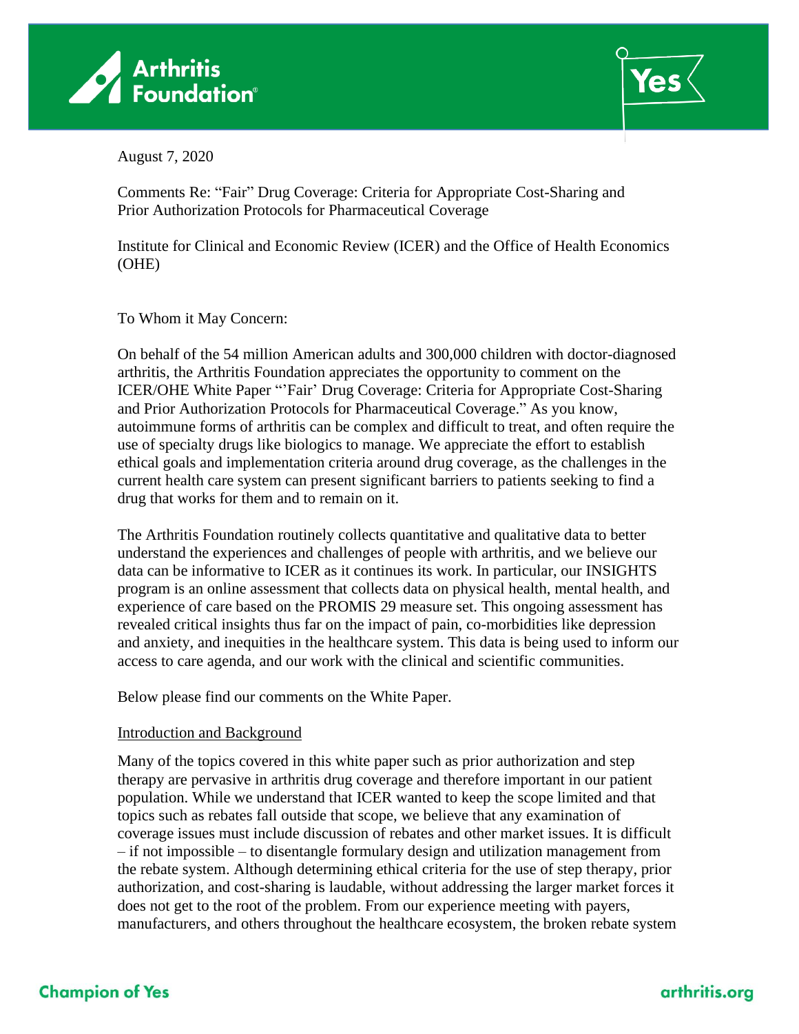August 7, 2020

Comments Re: "Fair" Drug Coverage: Criteria for Appropriate Cost-Sharing and Prior Authorization Protocols for Pharmaceutical Coverage

Institute for Clinical and Economic Review (ICER) and the Office of Health Economics (OHE)

To Whom it May Concern:

On behalf of the 54 million American adults and 300,000 children with doctor-diagnosed arthritis, the Arthritis Foundation appreciates the opportunity to comment on the ICER/OHE White Paper "'Fair' Drug Coverage: Criteria for Appropriate Cost-Sharing and Prior Authorization Protocols for Pharmaceutical Coverage." As you know, autoimmune forms of arthritis can be complex and difficult to treat, and often require the use of specialty drugs like biologics to manage. We appreciate the effort to establish ethical goals and implementation criteria around drug coverage, as the challenges in the current health care system can present significant barriers to patients seeking to find a drug that works for them and to remain on it.

The Arthritis Foundation routinely collects quantitative and qualitative data to better understand the experiences and challenges of people with arthritis, and we believe our data can be informative to ICER as it continues its work. In particular, our INSIGHTS program is an online assessment that collects data on physical health, mental health, and experience of care based on the PROMIS 29 measure set. This ongoing assessment has revealed critical insights thus far on the impact of pain, co-morbidities like depression and anxiety, and inequities in the healthcare system. This data is being used to inform our access to care agenda, and our work with the clinical and scientific communities.

Below please find our comments on the White Paper.

## Introduction and Background

Many of the topics covered in this white paper such as prior authorization and step therapy are pervasive in arthritis drug coverage and therefore important in our patient population. While we understand that ICER wanted to keep the scope limited and that topics such as rebates fall outside that scope, we believe that any examination of coverage issues must include discussion of rebates and other market issues. It is difficult – if not impossible – to disentangle formulary design and utilization management from the rebate system. Although determining ethical criteria for the use of step therapy, prior authorization, and cost-sharing is laudable, without addressing the larger market forces it does not get to the root of the problem. From our experience meeting with payers, manufacturers, and others throughout the healthcare ecosystem, the broken rebate system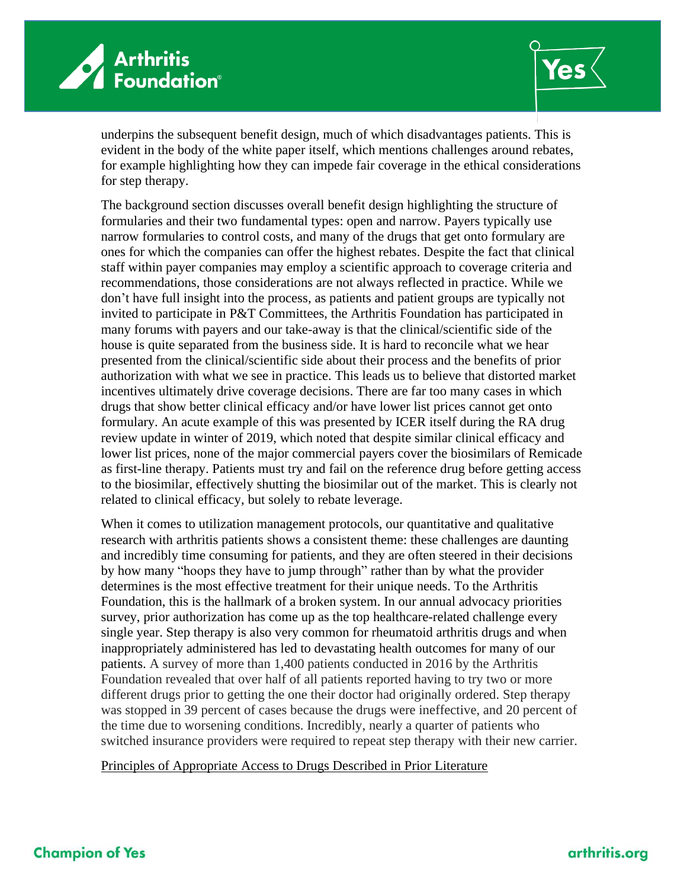underpins the subsequent benefit design, much of which disadvantages patients. This is evident in the body of the white paper itself, which mentions challenges around rebates, for example highlighting how they can impede fair coverage in the ethical considerations for step therapy.

The background section discusses overall benefit design highlighting the structure of formularies and their two fundamental types: open and narrow. Payers typically use narrow formularies to control costs, and many of the drugs that get onto formulary are ones for which the companies can offer the highest rebates. Despite the fact that clinical staff within payer companies may employ a scientific approach to coverage criteria and recommendations, those considerations are not always reflected in practice. While we don't have full insight into the process, as patients and patient groups are typically not invited to participate in P&T Committees, the Arthritis Foundation has participated in many forums with payers and our take-away is that the clinical/scientific side of the house is quite separated from the business side. It is hard to reconcile what we hear presented from the clinical/scientific side about their process and the benefits of prior authorization with what we see in practice. This leads us to believe that distorted market incentives ultimately drive coverage decisions. There are far too many cases in which drugs that show better clinical efficacy and/or have lower list prices cannot get onto formulary. An acute example of this was presented by ICER itself during the RA drug review update in winter of 2019, which noted that despite similar clinical efficacy and lower list prices, none of the major commercial payers cover the biosimilars of Remicade as first-line therapy. Patients must try and fail on the reference drug before getting access to the biosimilar, effectively shutting the biosimilar out of the market. This is clearly not related to clinical efficacy, but solely to rebate leverage.

When it comes to utilization management protocols, our quantitative and qualitative research with arthritis patients shows a consistent theme: these challenges are daunting and incredibly time consuming for patients, and they are often steered in their decisions by how many "hoops they have to jump through" rather than by what the provider determines is the most effective treatment for their unique needs. To the Arthritis Foundation, this is the hallmark of a broken system. In our annual advocacy priorities survey, prior authorization has come up as the top healthcare-related challenge every single year. Step therapy is also very common for rheumatoid arthritis drugs and when inappropriately administered has led to devastating health outcomes for many of our patients. A survey of more than 1,400 patients conducted in 2016 by the Arthritis Foundation revealed that over half of all patients reported having to try two or more different drugs prior to getting the one their doctor had originally ordered. Step therapy was stopped in 39 percent of cases because the drugs were ineffective, and 20 percent of the time due to worsening conditions. Incredibly, nearly a quarter of patients who switched insurance providers were required to repeat step therapy with their new carrier.

<u>Principles of Appropriate Access to Drugs Described in Prior Literature</u>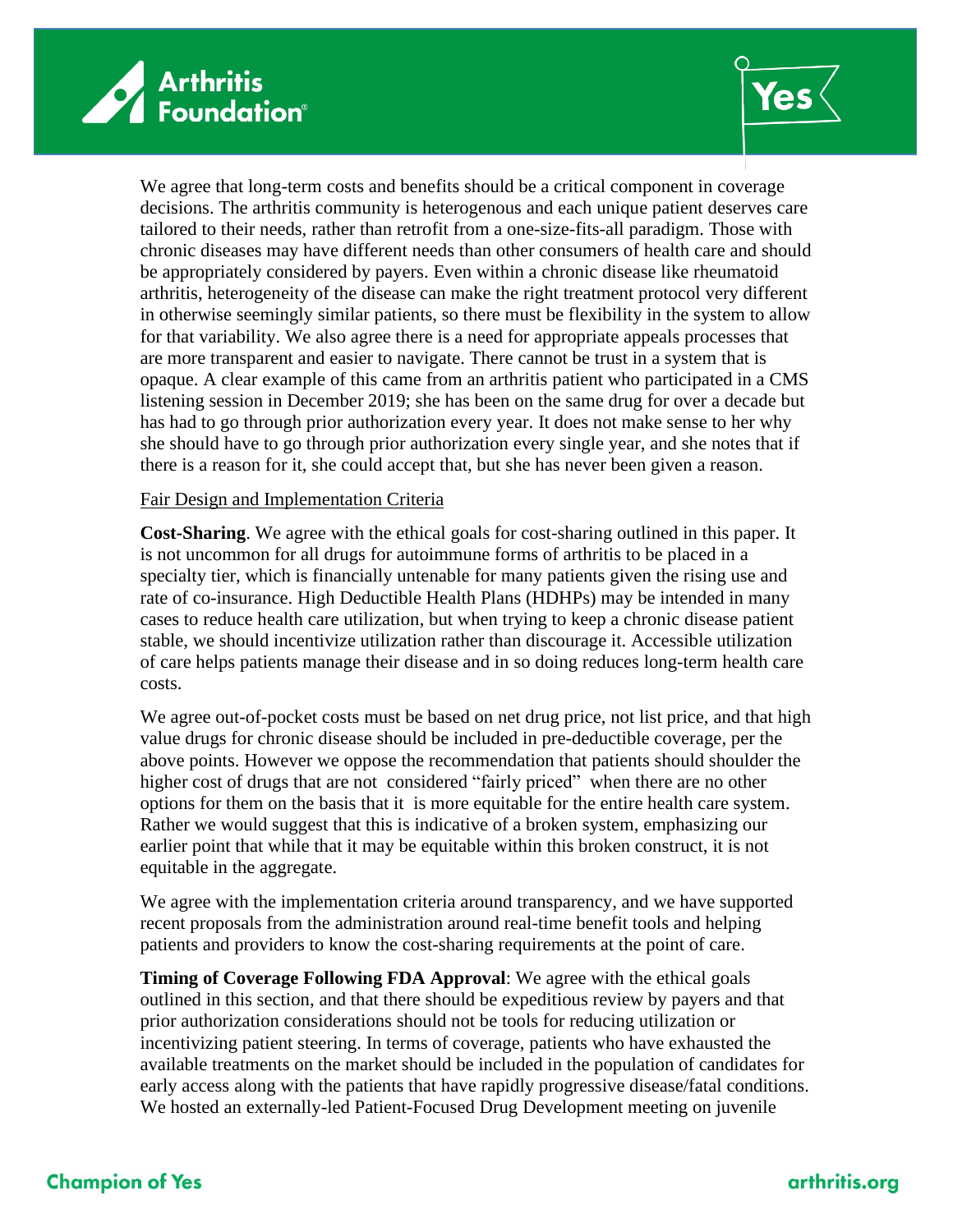We agree that long-term costs and benefits should be a critical component in coverage decisions. The arthritis community is heterogenous and each unique patient deserves care tailored to their needs, rather than retrofit from a one-size-fits-all paradigm. Those with chronic diseases may have different needs than other consumers of health care and should be appropriately considered by payers. Even within a chronic disease like rheumatoid arthritis, heterogeneity of the disease can make the right treatment protocol very different in otherwise seemingly similar patients, so there must be flexibility in the system to allow for that variability. We also agree there is a need for appropriate appeals processes that are more transparent and easier to navigate. There cannot be trust in a system that is opaque. A clear example of this came from an arthritis patient who participated in a CMS listening session in December 2019; she has been on the same drug for over a decade but has had to go through prior authorization every year. It does not make sense to her why she should have to go through prior authorization every single year, and she notes that if there is a reason for it, she could accept that, but she has never been given a reason.

<u>Fair Design and Implementation Criteria</u>

**Cost-Sharing**. We agree with the ethical goals for cost-sharing outlined in this paper. It is not uncommon for all drugs for autoimmune forms of arthritis to be placed in a specialty tier, which is financially untenable for many patients given the rising use and rate of co-insurance. High Deductible Health Plans (HDHPs) may be intended in many cases to reduce health care utilization, but when trying to keep a chronic disease patient stable, we should incentivize utilization rather than discourage it. Accessible utilization of care helps patients manage their disease and in so doing reduces long-term health care costs.

We agree out-of-pocket costs must be based on net drug price, not list price, and that high value drugs for chronic disease should be included in pre-deductible coverage, per the above points. However we oppose the recommendation that patients should shoulder the higher cost of drugs that are not considered "fairly priced" when there are no other options for them on the basis that it is more equitable for the entire health care system. Rather we would suggest that this is indicative of a broken system, emphasizing our earlier point that while that it may be equitable within this broken construct, it is not equitable in the aggregate.

We agree with the implementation criteria around transparency, and we have supported recent proposals from the administration around real-time benefit tools and helping patients and providers to know the cost-sharing requirements at the point of care.

**Timing of Coverage Following FDA Approval**: We agree with the ethical goals outlined in this section, and that there should be expeditious review by payers and that prior authorization considerations should not be tools for reducing utilization or incentivizing patient steering. In terms of coverage, patients who have exhausted the available treatments on the market should be included in the population of candidates for early access along with the patients that have rapidly progressive disease/fatal conditions. We hosted an externally-led Patient-Focused Drug Development meeting on juvenile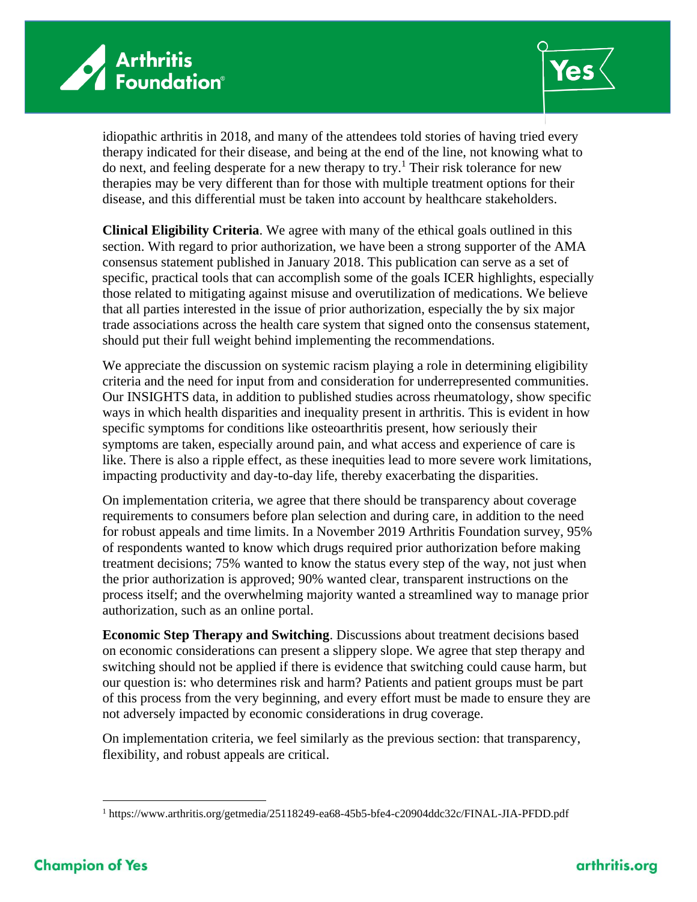idiopathic arthritis in 2018, and many of the attendees told stories of having tried every therapy indicated for their disease, and being at the end of the line, not knowing what to do next, and feeling desperate for a new therapy to try.[1] Their risk tolerance for new therapies may be very different than for those with multiple treatment options for their disease, and this differential must be taken into account by healthcare stakeholders.

**Clinical Eligibility Criteria**. We agree with many of the ethical goals outlined in this section. With regard to prior authorization, we have been a strong supporter of the AMA consensus statement published in January 2018. This publication can serve as a set of specific, practical tools that can accomplish some of the goals ICER highlights, especially those related to mitigating against misuse and overutilization of medications. We believe that all parties interested in the issue of prior authorization, especially the by six major trade associations across the health care system that signed onto the consensus statement, should put their full weight behind implementing the recommendations.

We appreciate the discussion on systemic racism playing a role in determining eligibility criteria and the need for input from and consideration for underrepresented communities. Our INSIGHTS data, in addition to published studies across rheumatology, show specific ways in which health disparities and inequality present in arthritis. This is evident in how specific symptoms for conditions like osteoarthritis present, how seriously their symptoms are taken, especially around pain, and what access and experience of care is like. There is also a ripple effect, as these inequities lead to more severe work limitations, impacting productivity and day-to-day life, thereby exacerbating the disparities.

On implementation criteria, we agree that there should be transparency about coverage requirements to consumers before plan selection and during care, in addition to the need for robust appeals and time limits. In a November 2019 Arthritis Foundation survey, 95% of respondents wanted to know which drugs required prior authorization before making treatment decisions; 75% wanted to know the status every step of the way, not just when the prior authorization is approved; 90% wanted clear, transparent instructions on the process itself; and the overwhelming majority wanted a streamlined way to manage prior authorization, such as an online portal.

**Economic Step Therapy and Switching**. Discussions about treatment decisions based on economic considerations can present a slippery slope. We agree that step therapy and switching should not be applied if there is evidence that switching could cause harm, but our question is: who determines risk and harm? Patients and patient groups must be part of this process from the very beginning, and every effort must be made to ensure they are not adversely impacted by economic considerations in drug coverage.

On implementation criteria, we feel similarly as the previous section: that transparency, flexibility, and robust appeals are critical.

[1] https://www.arthritis.org/getmedia/25118249-ea68-45b5-bfe4-c20904ddc32c/FINAL-JIA-PFDD.pdf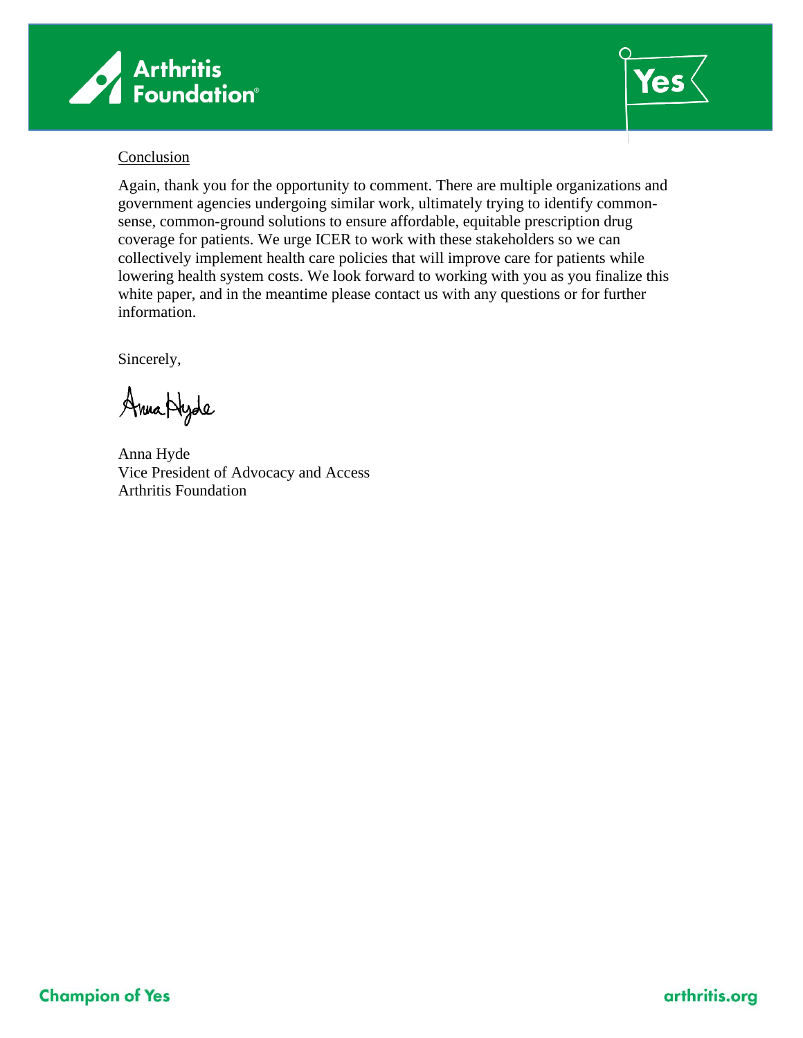Conclusion

Again, thank you for the opportunity to comment. There are multiple organizations and government agencies undergoing similar work, ultimately trying to identify common-sense, common-ground solutions to ensure affordable, equitable prescription drug coverage for patients. We urge ICER to work with these stakeholders so we can collectively implement health care policies that will improve care for patients while lowering health system costs. We look forward to working with you as you finalize this white paper, and in the meantime please contact us with any questions or for further information.

Sincerely,

Anna Hyde

Anna Hyde
Vice President of Advocacy and Access
Arthritis Foundation